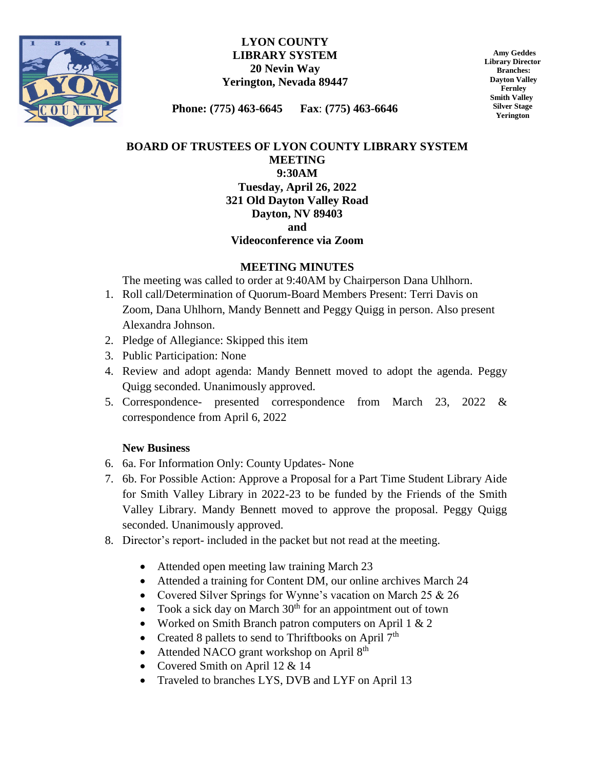**LYON COUNTY**
**LIBRARY SYSTEM**
**20 Nevin Way**
**Yerington, Nevada 89447**

**Phone: (775) 463-6645 Fax: (775) 463-6646**

**Amy Geddes**
**Library Director**
**Branches:**
**Dayton Valley**
**Fernley**
**Smith Valley**
**Silver Stage**
**Yerington**

# BOARD OF TRUSTEES OF LYON COUNTY LIBRARY SYSTEM MEETING

**9:30AM**
**Tuesday, April 26, 2022**
**321 Old Dayton Valley Road**
**Dayton, NV 89403**
**and**
**Videoconference via Zoom**

## MEETING MINUTES

The meeting was called to order at 9:40AM by Chairperson Dana Uhlhorn.

1. Roll call/Determination of Quorum-Board Members Present: Terri Davis on Zoom, Dana Uhlhorn, Mandy Bennett and Peggy Quigg in person. Also present Alexandra Johnson.
2. Pledge of Allegiance: Skipped this item
3. Public Participation: None
4. Review and adopt agenda: Mandy Bennett moved to adopt the agenda. Peggy Quigg seconded. Unanimously approved.
5. Correspondence- presented correspondence from March 23, 2022 & correspondence from April 6, 2022

**New Business**

6. 6a. For Information Only: County Updates- None
7. 6b. For Possible Action: Approve a Proposal for a Part Time Student Library Aide for Smith Valley Library in 2022-23 to be funded by the Friends of the Smith Valley Library. Mandy Bennett moved to approve the proposal. Peggy Quigg seconded. Unanimously approved.
8. Director's report- included in the packet but not read at the meeting.

   - Attended open meeting law training March 23
   - Attended a training for Content DM, our online archives March 24
   - Covered Silver Springs for Wynne's vacation on March 25 & 26
   - Took a sick day on March 30th for an appointment out of town
   - Worked on Smith Branch patron computers on April 1 & 2
   - Created 8 pallets to send to Thriftbooks on April 7th
   - Attended NACO grant workshop on April 8th
   - Covered Smith on April 12 & 14
   - Traveled to branches LYS, DVB and LYF on April 13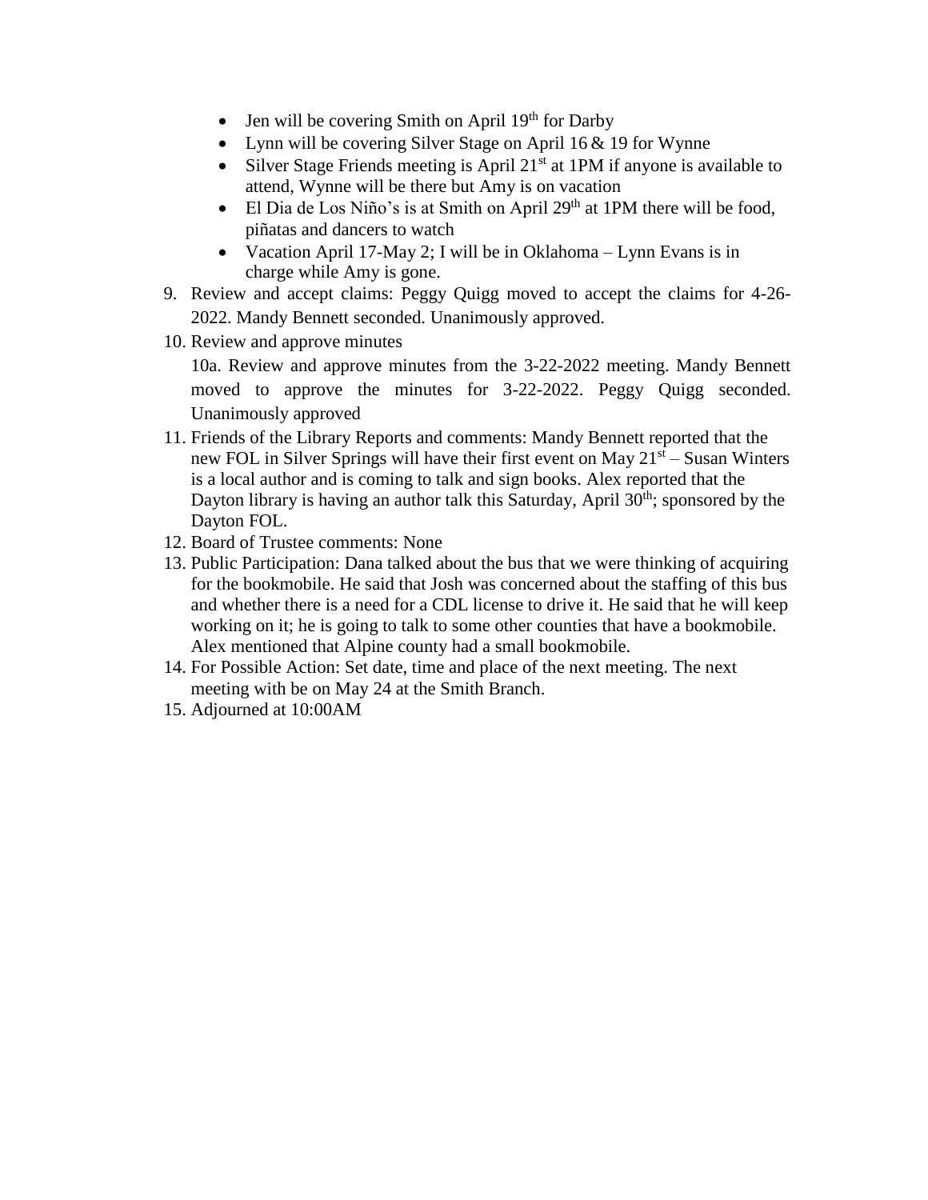- Jen will be covering Smith on April 19th for Darby
- Lynn will be covering Silver Stage on April 16 & 19 for Wynne
- Silver Stage Friends meeting is April 21st at 1PM if anyone is available to attend, Wynne will be there but Amy is on vacation
- El Dia de Los Niño's is at Smith on April 29th at 1PM there will be food, piñatas and dancers to watch
- Vacation April 17-May 2; I will be in Oklahoma – Lynn Evans is in charge while Amy is gone.

9. Review and accept claims: Peggy Quigg moved to accept the claims for 4-26-2022. Mandy Bennett seconded. Unanimously approved.
10. Review and approve minutes

    10a. Review and approve minutes from the 3-22-2022 meeting. Mandy Bennett moved to approve the minutes for 3-22-2022. Peggy Quigg seconded. Unanimously approved
11. Friends of the Library Reports and comments: Mandy Bennett reported that the new FOL in Silver Springs will have their first event on May 21st – Susan Winters is a local author and is coming to talk and sign books. Alex reported that the Dayton library is having an author talk this Saturday, April 30th; sponsored by the Dayton FOL.
12. Board of Trustee comments: None
13. Public Participation: Dana talked about the bus that we were thinking of acquiring for the bookmobile. He said that Josh was concerned about the staffing of this bus and whether there is a need for a CDL license to drive it. He said that he will keep working on it; he is going to talk to some other counties that have a bookmobile. Alex mentioned that Alpine county had a small bookmobile.
14. For Possible Action: Set date, time and place of the next meeting. The next meeting with be on May 24 at the Smith Branch.
15. Adjourned at 10:00AM